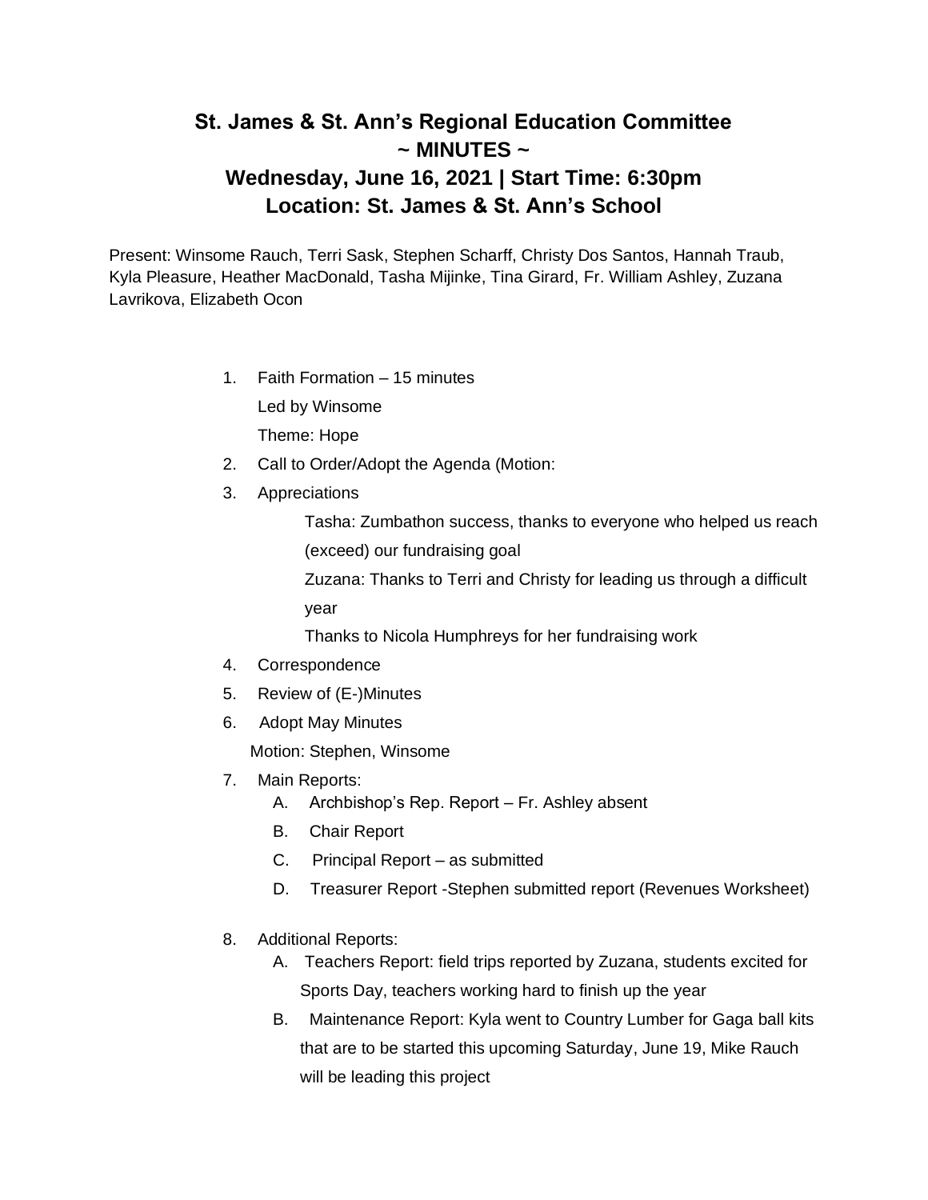# St. James & St. Ann's Regional Education Committee
# ~ MINUTES ~
# Wednesday, June 16, 2021 | Start Time: 6:30pm
# Location: St. James & St. Ann's School

Present: Winsome Rauch, Terri Sask, Stephen Scharff, Christy Dos Santos, Hannah Traub, Kyla Pleasure, Heather MacDonald, Tasha Mijinke, Tina Girard, Fr. William Ashley, Zuzana Lavrikova, Elizabeth Ocon

1. Faith Formation – 15 minutes
   Led by Winsome
   Theme: Hope
2. Call to Order/Adopt the Agenda (Motion:
3. Appreciations
   Tasha: Zumbathon success, thanks to everyone who helped us reach (exceed) our fundraising goal
   Zuzana: Thanks to Terri and Christy for leading us through a difficult year
   Thanks to Nicola Humphreys for her fundraising work
4. Correspondence
5. Review of (E-)Minutes
6. Adopt May Minutes
   Motion: Stephen, Winsome
7. Main Reports:
   A. Archbishop's Rep. Report – Fr. Ashley absent
   B. Chair Report
   C. Principal Report – as submitted
   D. Treasurer Report -Stephen submitted report (Revenues Worksheet)
8. Additional Reports:
   A. Teachers Report: field trips reported by Zuzana, students excited for Sports Day, teachers working hard to finish up the year
   B. Maintenance Report: Kyla went to Country Lumber for Gaga ball kits that are to be started this upcoming Saturday, June 19, Mike Rauch will be leading this project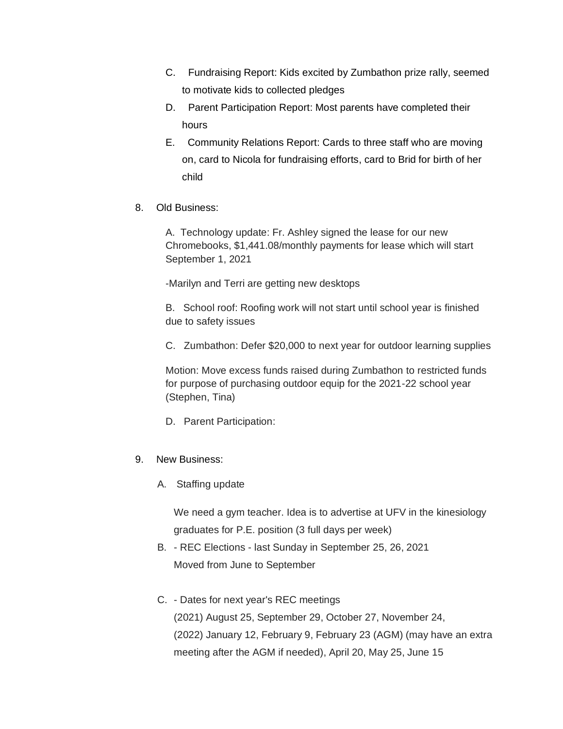C. Fundraising Report: Kids excited by Zumbathon prize rally, seemed to motivate kids to collected pledges

D. Parent Participation Report: Most parents have completed their hours

E. Community Relations Report: Cards to three staff who are moving on, card to Nicola for fundraising efforts, card to Brid for birth of her child

8. Old Business:

A. Technology update: Fr. Ashley signed the lease for our new Chromebooks, $1,441.08/monthly payments for lease which will start September 1, 2021

-Marilyn and Terri are getting new desktops

B. School roof: Roofing work will not start until school year is finished due to safety issues

C. Zumbathon: Defer $20,000 to next year for outdoor learning supplies

Motion: Move excess funds raised during Zumbathon to restricted funds for purpose of purchasing outdoor equip for the 2021-22 school year (Stephen, Tina)

D. Parent Participation:

9. New Business:

A. Staffing update

We need a gym teacher. Idea is to advertise at UFV in the kinesiology graduates for P.E. position (3 full days per week)

B. - REC Elections - last Sunday in September 25, 26, 2021
Moved from June to September

C. - Dates for next year's REC meetings
(2021) August 25, September 29, October 27, November 24,
(2022) January 12, February 9, February 23 (AGM) (may have an extra meeting after the AGM if needed), April 20, May 25, June 15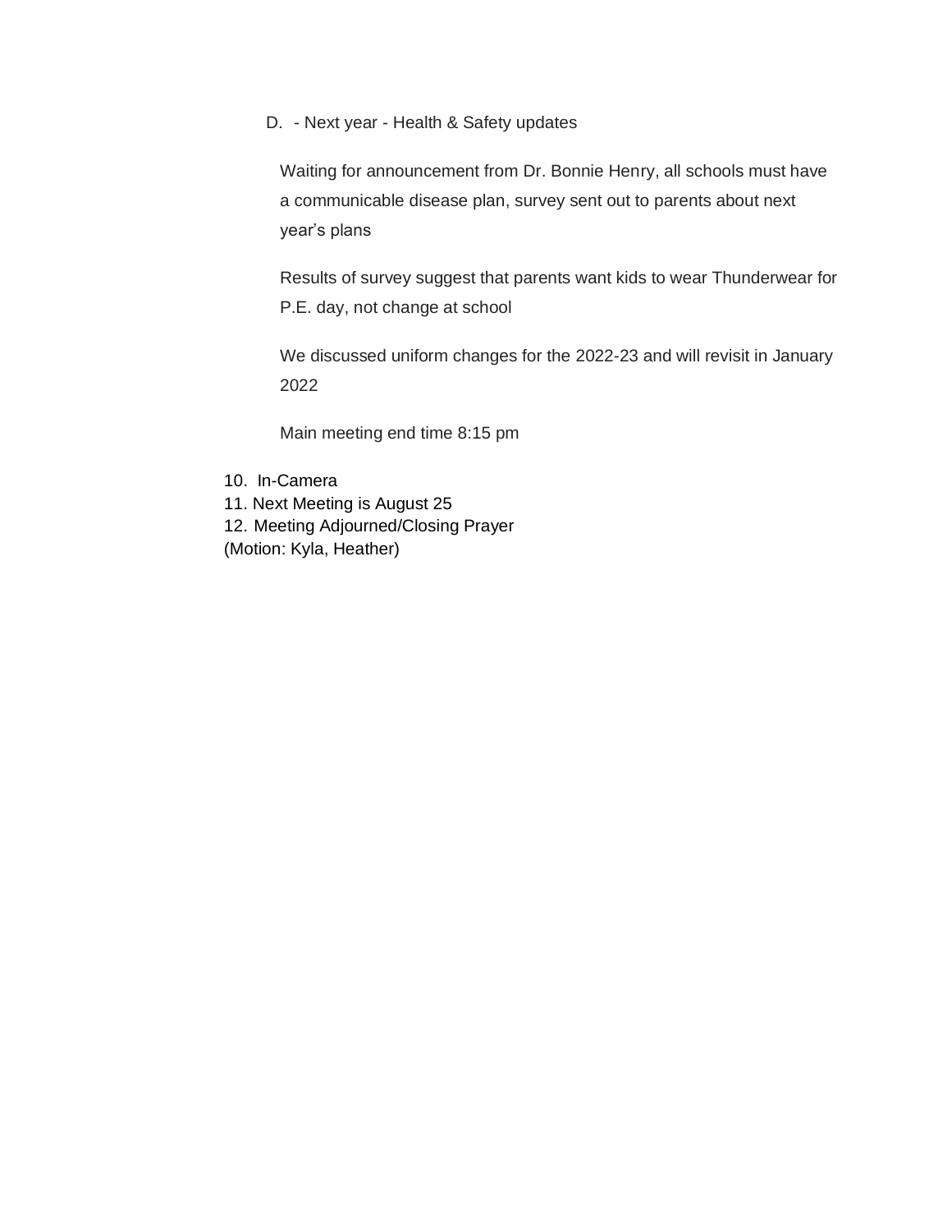D. - Next year - Health & Safety updates

Waiting for announcement from Dr. Bonnie Henry, all schools must have a communicable disease plan, survey sent out to parents about next year's plans

Results of survey suggest that parents want kids to wear Thunderwear for P.E. day, not change at school

We discussed uniform changes for the 2022-23 and will revisit in January 2022

Main meeting end time 8:15 pm

10. In-Camera
11. Next Meeting is August 25
12. Meeting Adjourned/Closing Prayer

(Motion: Kyla, Heather)